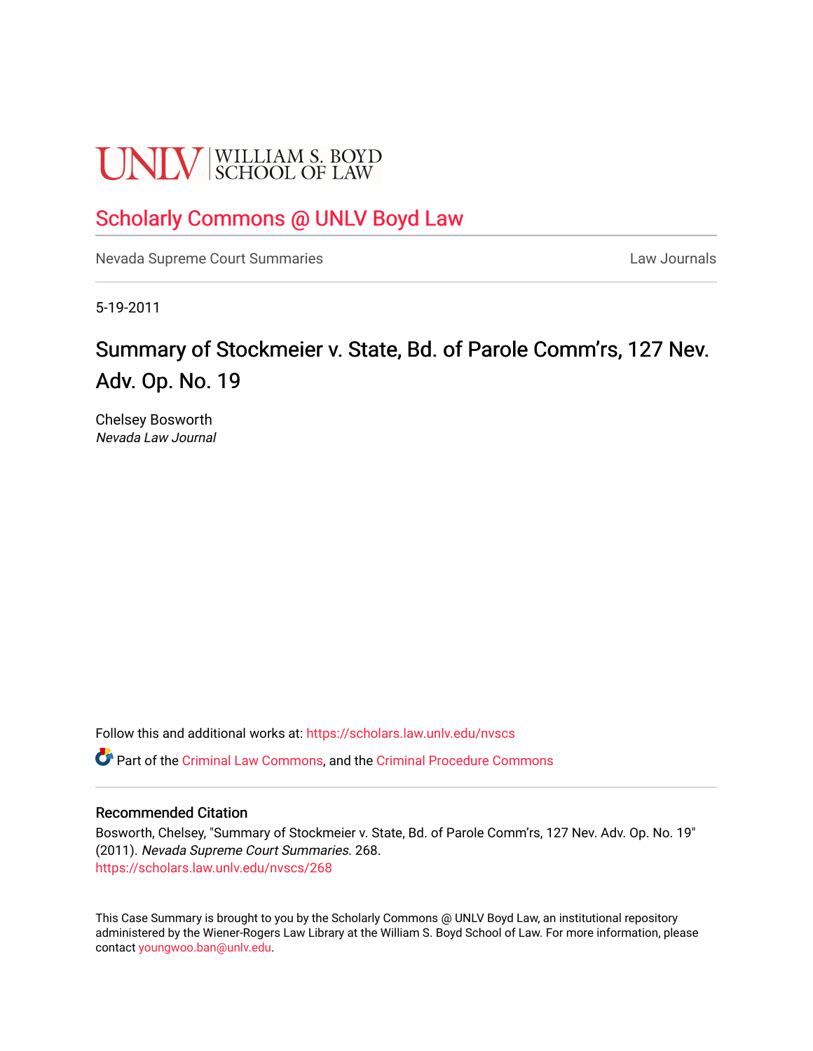UNLV | WILLIAM S. BOYD SCHOOL OF LAW

## Scholarly Commons @ UNLV Boyd Law

Nevada Supreme Court Summaries | Law Journals

5-19-2011

# Summary of Stockmeier v. State, Bd. of Parole Comm'rs, 127 Nev. Adv. Op. No. 19

Chelsey Bosworth
*Nevada Law Journal*

Follow this and additional works at: https://scholars.law.unlv.edu/nvscs

Part of the Criminal Law Commons, and the Criminal Procedure Commons

### Recommended Citation

Bosworth, Chelsey, "Summary of Stockmeier v. State, Bd. of Parole Comm'rs, 127 Nev. Adv. Op. No. 19" (2011). *Nevada Supreme Court Summaries*. 268.
https://scholars.law.unlv.edu/nvscs/268

This Case Summary is brought to you by the Scholarly Commons @ UNLV Boyd Law, an institutional repository administered by the Wiener-Rogers Law Library at the William S. Boyd School of Law. For more information, please contact youngwoo.ban@unlv.edu.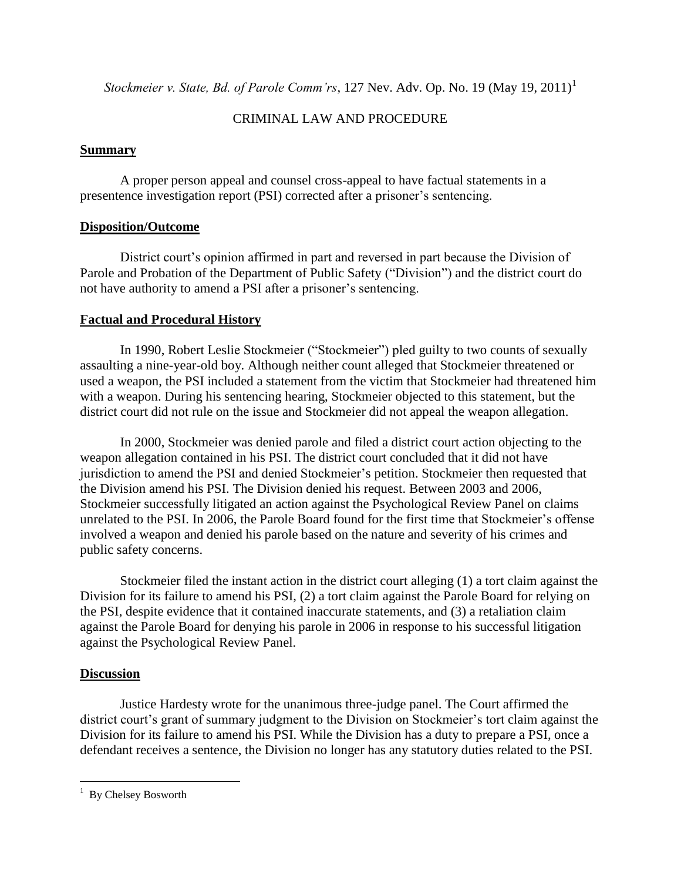*Stockmeier v. State, Bd. of Parole Comm'rs*, 127 Nev. Adv. Op. No. 19 (May 19, 2011)[1]

CRIMINAL LAW AND PROCEDURE

## Summary

A proper person appeal and counsel cross-appeal to have factual statements in a presentence investigation report (PSI) corrected after a prisoner's sentencing.

## Disposition/Outcome

District court's opinion affirmed in part and reversed in part because the Division of Parole and Probation of the Department of Public Safety ("Division") and the district court do not have authority to amend a PSI after a prisoner's sentencing.

## Factual and Procedural History

In 1990, Robert Leslie Stockmeier ("Stockmeier") pled guilty to two counts of sexually assaulting a nine-year-old boy. Although neither count alleged that Stockmeier threatened or used a weapon, the PSI included a statement from the victim that Stockmeier had threatened him with a weapon. During his sentencing hearing, Stockmeier objected to this statement, but the district court did not rule on the issue and Stockmeier did not appeal the weapon allegation.

In 2000, Stockmeier was denied parole and filed a district court action objecting to the weapon allegation contained in his PSI. The district court concluded that it did not have jurisdiction to amend the PSI and denied Stockmeier's petition. Stockmeier then requested that the Division amend his PSI. The Division denied his request. Between 2003 and 2006, Stockmeier successfully litigated an action against the Psychological Review Panel on claims unrelated to the PSI. In 2006, the Parole Board found for the first time that Stockmeier's offense involved a weapon and denied his parole based on the nature and severity of his crimes and public safety concerns.

Stockmeier filed the instant action in the district court alleging (1) a tort claim against the Division for its failure to amend his PSI, (2) a tort claim against the Parole Board for relying on the PSI, despite evidence that it contained inaccurate statements, and (3) a retaliation claim against the Parole Board for denying his parole in 2006 in response to his successful litigation against the Psychological Review Panel.

## Discussion

Justice Hardesty wrote for the unanimous three-judge panel. The Court affirmed the district court's grant of summary judgment to the Division on Stockmeier's tort claim against the Division for its failure to amend his PSI. While the Division has a duty to prepare a PSI, once a defendant receives a sentence, the Division no longer has any statutory duties related to the PSI.

---

[1] By Chelsey Bosworth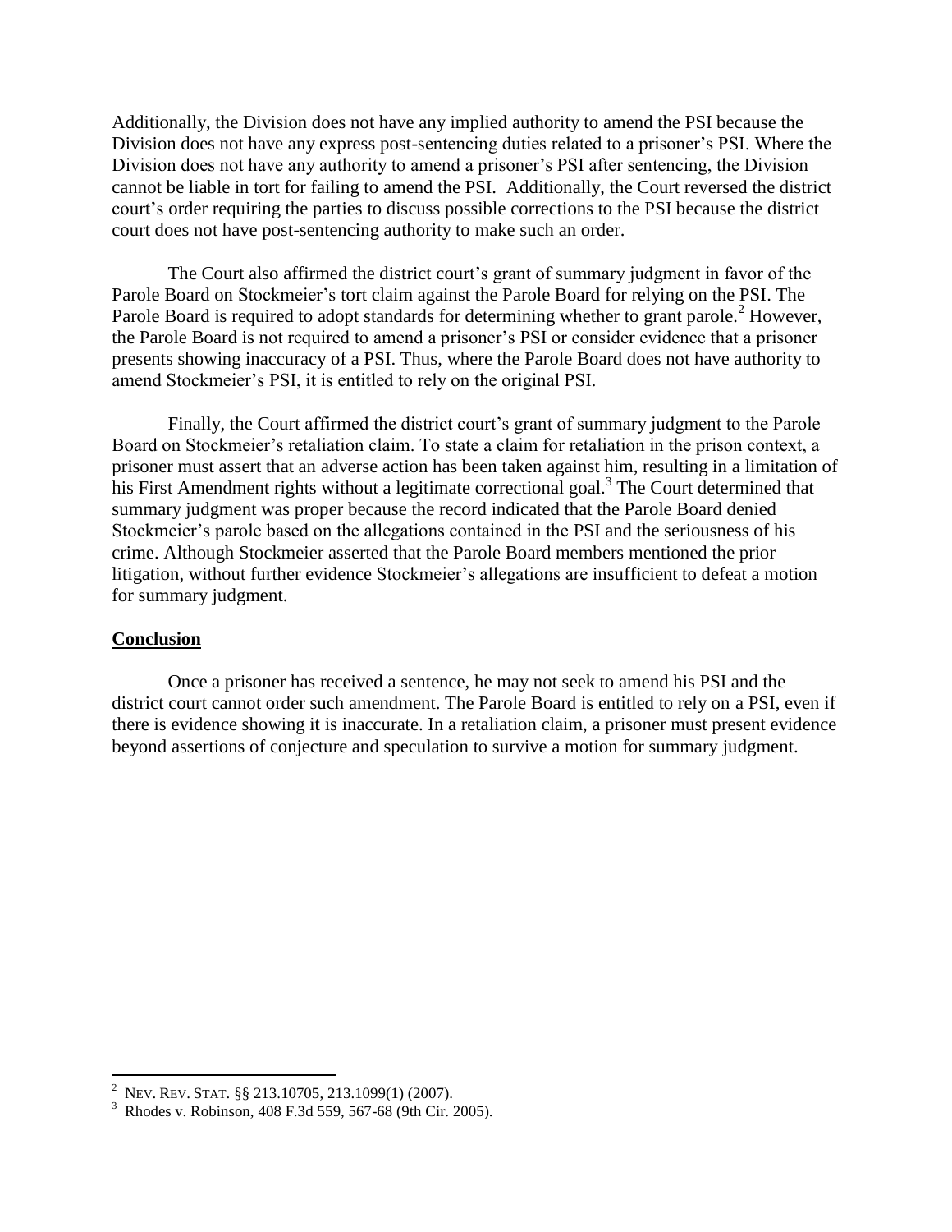Additionally, the Division does not have any implied authority to amend the PSI because the Division does not have any express post-sentencing duties related to a prisoner's PSI. Where the Division does not have any authority to amend a prisoner's PSI after sentencing, the Division cannot be liable in tort for failing to amend the PSI. Additionally, the Court reversed the district court's order requiring the parties to discuss possible corrections to the PSI because the district court does not have post-sentencing authority to make such an order.

The Court also affirmed the district court's grant of summary judgment in favor of the Parole Board on Stockmeier's tort claim against the Parole Board for relying on the PSI. The Parole Board is required to adopt standards for determining whether to grant parole.[2] However, the Parole Board is not required to amend a prisoner's PSI or consider evidence that a prisoner presents showing inaccuracy of a PSI. Thus, where the Parole Board does not have authority to amend Stockmeier's PSI, it is entitled to rely on the original PSI.

Finally, the Court affirmed the district court's grant of summary judgment to the Parole Board on Stockmeier's retaliation claim. To state a claim for retaliation in the prison context, a prisoner must assert that an adverse action has been taken against him, resulting in a limitation of his First Amendment rights without a legitimate correctional goal.[3] The Court determined that summary judgment was proper because the record indicated that the Parole Board denied Stockmeier's parole based on the allegations contained in the PSI and the seriousness of his crime. Although Stockmeier asserted that the Parole Board members mentioned the prior litigation, without further evidence Stockmeier's allegations are insufficient to defeat a motion for summary judgment.

## Conclusion

Once a prisoner has received a sentence, he may not seek to amend his PSI and the district court cannot order such amendment. The Parole Board is entitled to rely on a PSI, even if there is evidence showing it is inaccurate. In a retaliation claim, a prisoner must present evidence beyond assertions of conjecture and speculation to survive a motion for summary judgment.

---

[2] NEV. REV. STAT. §§ 213.10705, 213.1099(1) (2007).

[3] Rhodes v. Robinson, 408 F.3d 559, 567-68 (9th Cir. 2005).